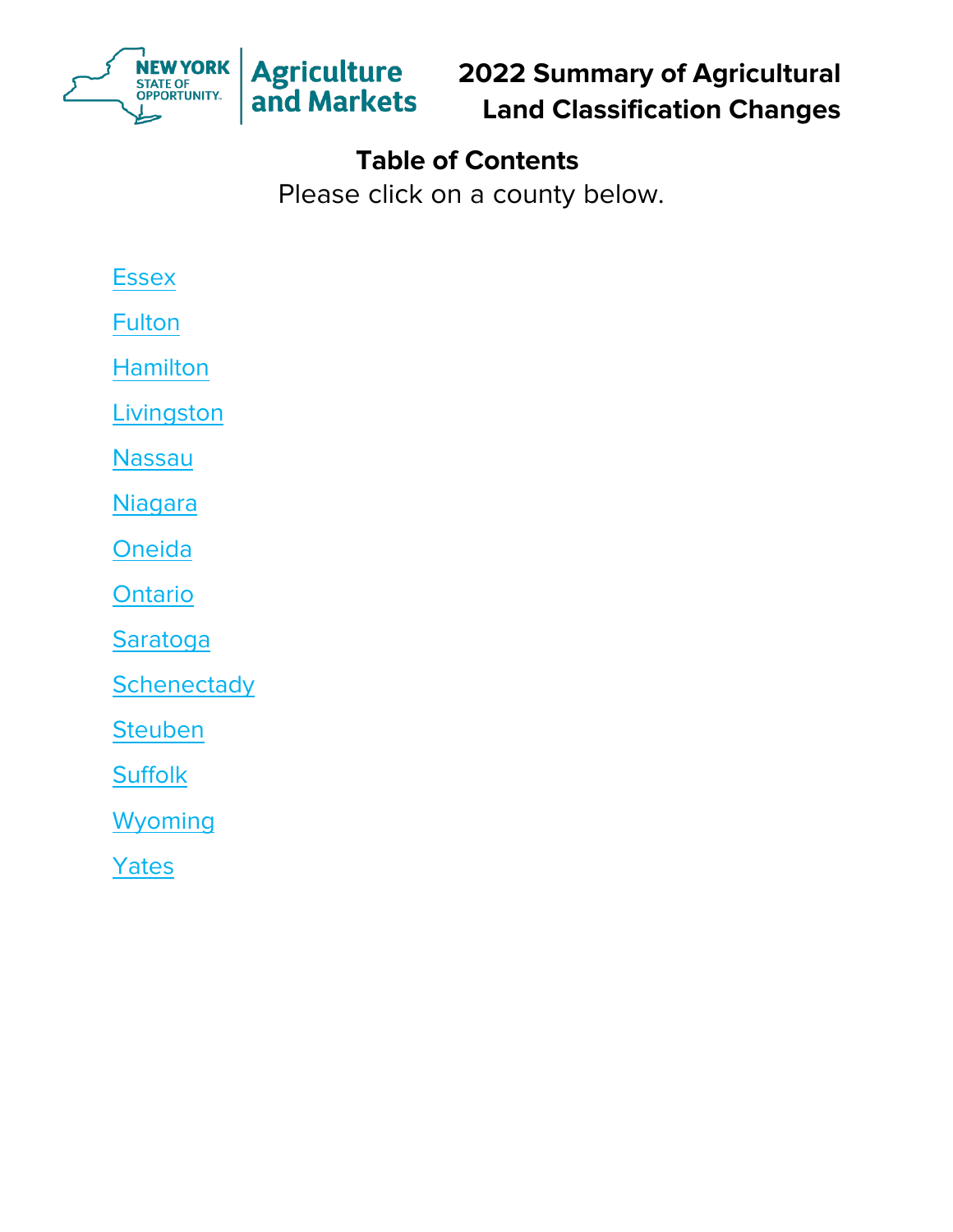# 2022 Summary of Agricultural Land Classification Changes

## Table of Contents

Please click on a county below.

Essex

Fulton

Hamilton

Livingston

Nassau

Niagara

Oneida

Ontario

Saratoga

Schenectady

Steuben

Suffolk

Wyoming

Yates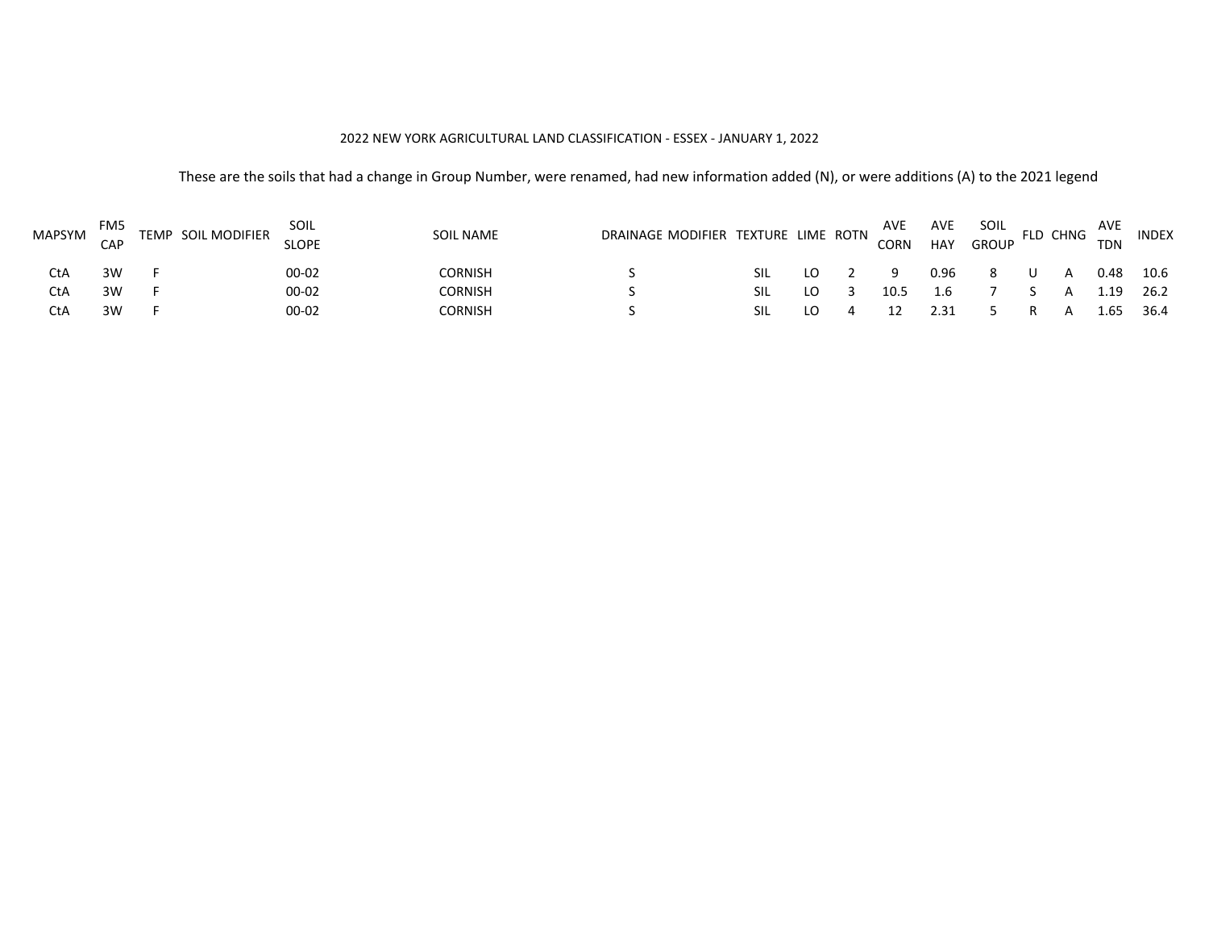2022 NEW YORK AGRICULTURAL LAND CLASSIFICATION - ESSEX - JANUARY 1, 2022

These are the soils that had a change in Group Number, were renamed, had new information added (N), or were additions (A) to the 2021 legend

| MAPSYM | FM5 CAP | TEMP | SOIL MODIFIER | SOIL SLOPE | SOIL NAME | DRAINAGE | MODIFIER | TEXTURE | LIME | ROTN | AVE CORN | AVE HAY | SOIL GROUP | FLD | CHNG | AVE TDN | INDEX |
|---|---|---|---|---|---|---|---|---|---|---|---|---|---|---|---|---|---|
| CtA | 3W | F | | 00-02 | CORNISH | S | | SIL | LO | 2 | 9 | 0.96 | 8 | U | A | 0.48 | 10.6 |
| CtA | 3W | F | | 00-02 | CORNISH | S | | SIL | LO | 3 | 10.5 | 1.6 | 7 | S | A | 1.19 | 26.2 |
| CtA | 3W | F | | 00-02 | CORNISH | S | | SIL | LO | 4 | 12 | 2.31 | 5 | R | A | 1.65 | 36.4 |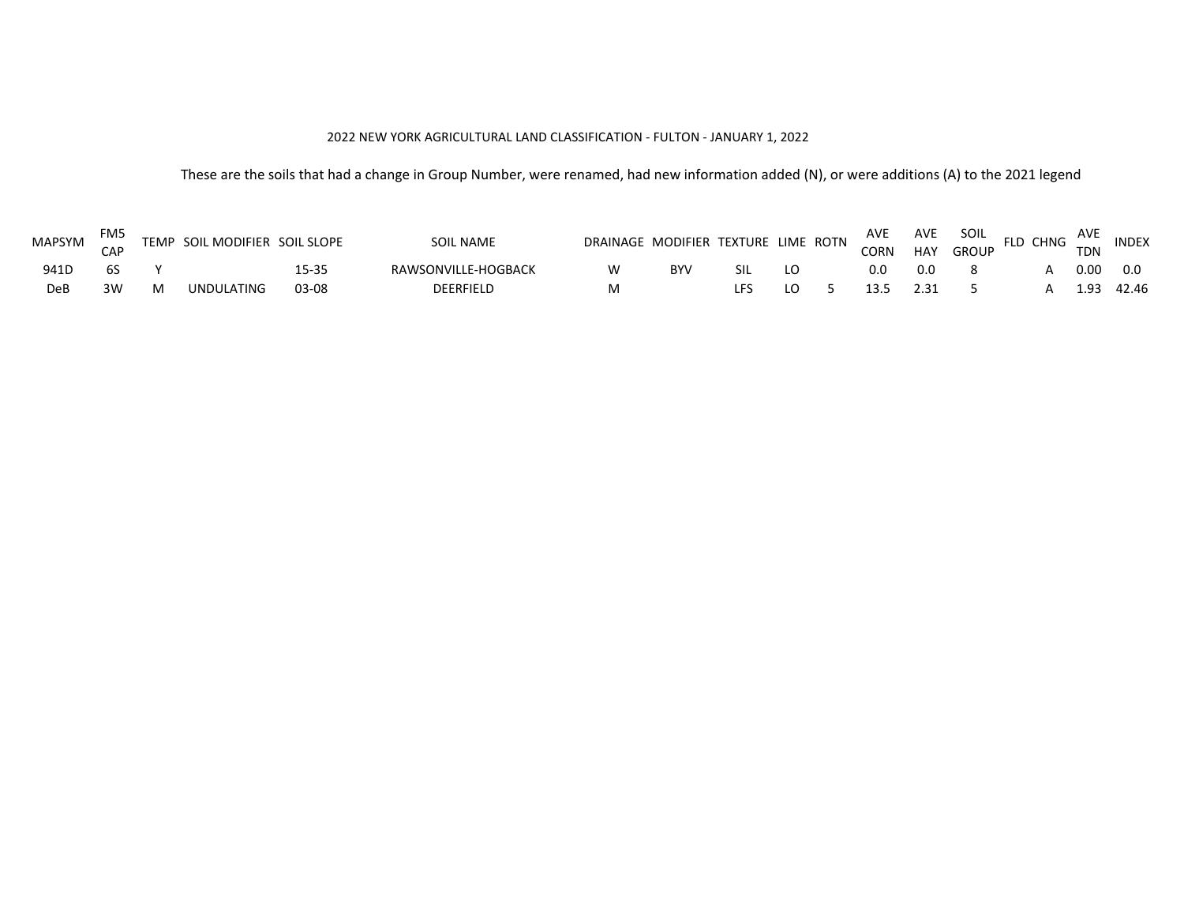2022 NEW YORK AGRICULTURAL LAND CLASSIFICATION - FULTON - JANUARY 1, 2022

These are the soils that had a change in Group Number, were renamed, had new information added (N), or were additions (A) to the 2021 legend

| MAPSYM | FM5 CAP | TEMP | SOIL MODIFIER | SOIL SLOPE | SOIL NAME | DRAINAGE | MODIFIER | TEXTURE | LIME | ROTN | AVE CORN | AVE HAY | SOIL GROUP | FLD | CHNG | AVE TDN | INDEX |
|---|---|---|---|---|---|---|---|---|---|---|---|---|---|---|---|---|---|
| 941D | 6S | Y | | 15-35 | RAWSONVILLE-HOGBACK | W | BYV | SIL | LO | | 0.0 | 0.0 | 8 | | A | 0.00 | 0.0 |
| DeB | 3W | M | UNDULATING | 03-08 | DEERFIELD | M | | LFS | LO | 5 | 13.5 | 2.31 | 5 | | A | 1.93 | 42.46 |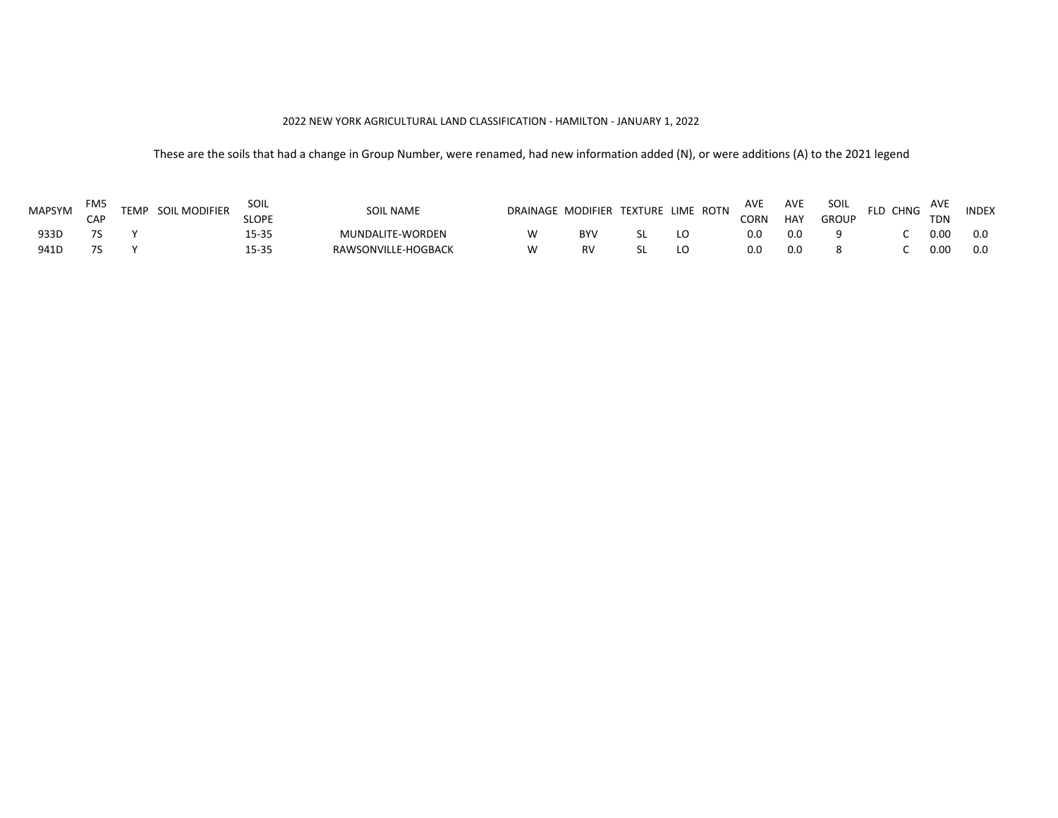2022 NEW YORK AGRICULTURAL LAND CLASSIFICATION - HAMILTON - JANUARY 1, 2022

These are the soils that had a change in Group Number, were renamed, had new information added (N), or were additions (A) to the 2021 legend

| MAPSYM | FM5 CAP | TEMP | SOIL MODIFIER | SOIL SLOPE | SOIL NAME | DRAINAGE | MODIFIER | TEXTURE | LIME | ROTN | AVE CORN | AVE HAY | SOIL GROUP | FLD | CHNG | AVE TDN | INDEX |
|---|---|---|---|---|---|---|---|---|---|---|---|---|---|---|---|---|---|
| 933D | 7S | Y | | 15-35 | MUNDALITE-WORDEN | W | BYV | SL | LO | | 0.0 | 0.0 | 9 | | C | 0.00 | 0.0 |
| 941D | 7S | Y | | 15-35 | RAWSONVILLE-HOGBACK | W | RV | SL | LO | | 0.0 | 0.0 | 8 | | C | 0.00 | 0.0 |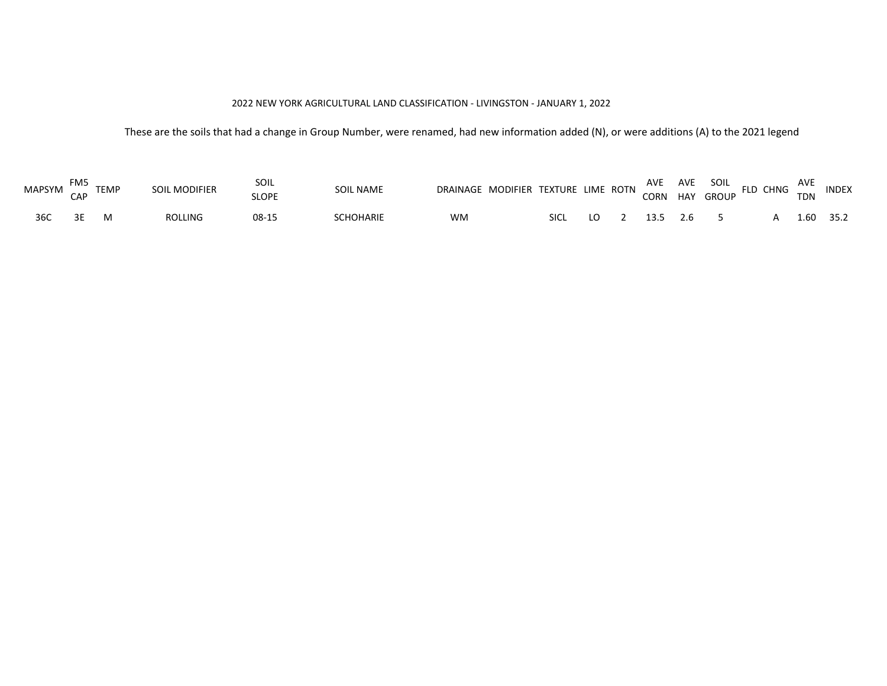2022 NEW YORK AGRICULTURAL LAND CLASSIFICATION - LIVINGSTON - JANUARY 1, 2022

These are the soils that had a change in Group Number, were renamed, had new information added (N), or were additions (A) to the 2021 legend

| MAPSYM | FM5 CAP | TEMP | SOIL MODIFIER | SOIL SLOPE | SOIL NAME | DRAINAGE | MODIFIER | TEXTURE | LIME | ROTN | AVE CORN | AVE HAY | SOIL GROUP | FLD | CHNG | AVE TDN | INDEX |
|---|---|---|---|---|---|---|---|---|---|---|---|---|---|---|---|---|---|
| 36C | 3E | M | ROLLING | 08-15 | SCHOHARIE | WM | | SICL | LO | 2 | 13.5 | 2.6 | 5 | | A | 1.60 | 35.2 |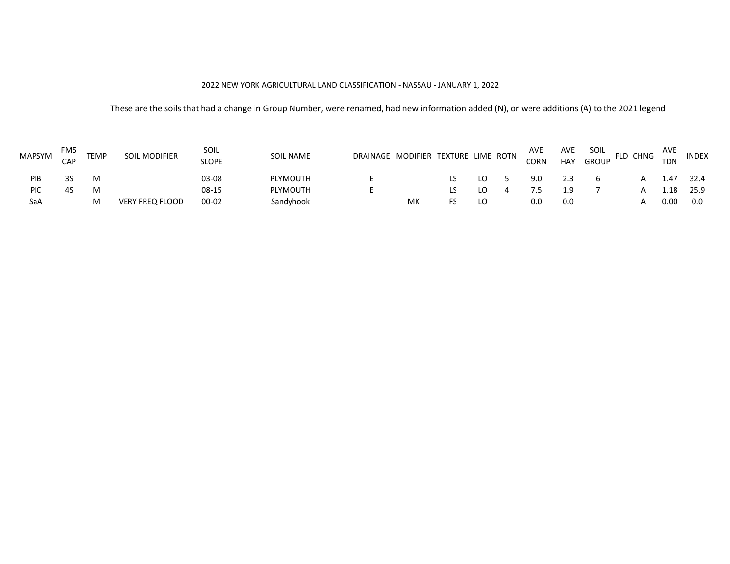2022 NEW YORK AGRICULTURAL LAND CLASSIFICATION - NASSAU - JANUARY 1, 2022

These are the soils that had a change in Group Number, were renamed, had new information added (N), or were additions (A) to the 2021 legend

| MAPSYM | FM5 CAP | TEMP | SOIL MODIFIER | SOIL SLOPE | SOIL NAME | DRAINAGE | MODIFIER | TEXTURE | LIME | ROTN | AVE CORN | AVE HAY | SOIL GROUP | FLD | CHNG | AVE TDN | INDEX |
|---|---|---|---|---|---|---|---|---|---|---|---|---|---|---|---|---|---|
| PlB | 3S | M | | 03-08 | PLYMOUTH | E | | LS | LO | 5 | 9.0 | 2.3 | 6 | | A | 1.47 | 32.4 |
| PlC | 4S | M | | 08-15 | PLYMOUTH | E | | LS | LO | 4 | 7.5 | 1.9 | 7 | | A | 1.18 | 25.9 |
| SaA | | M | VERY FREQ FLOOD | 00-02 | Sandyhook | | MK | FS | LO | | 0.0 | 0.0 | | | A | 0.00 | 0.0 |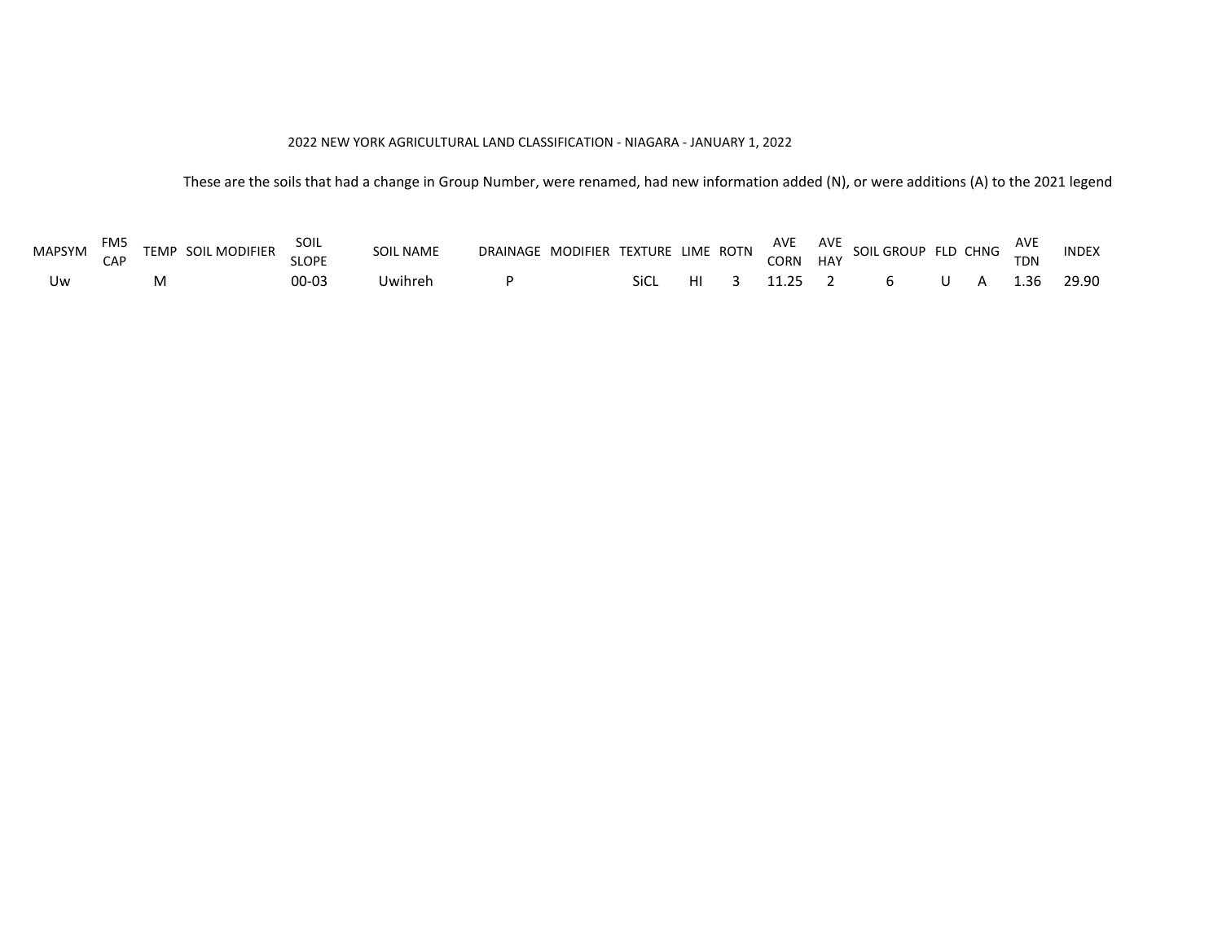2022 NEW YORK AGRICULTURAL LAND CLASSIFICATION - NIAGARA - JANUARY 1, 2022

These are the soils that had a change in Group Number, were renamed, had new information added (N), or were additions (A) to the 2021 legend

| MAPSYM | FM5 CAP | TEMP | SOIL MODIFIER | SOIL SLOPE | SOIL NAME | DRAINAGE | MODIFIER | TEXTURE | LIME | ROTN | AVE CORN | AVE HAY | SOIL GROUP | FLD | CHNG | AVE TDN | INDEX |
|---|---|---|---|---|---|---|---|---|---|---|---|---|---|---|---|---|---|
| Uw | | M | | 00-03 | Uwihreh | P | | SiCL | HI | 3 | 11.25 | 2 | 6 | U | A | 1.36 | 29.90 |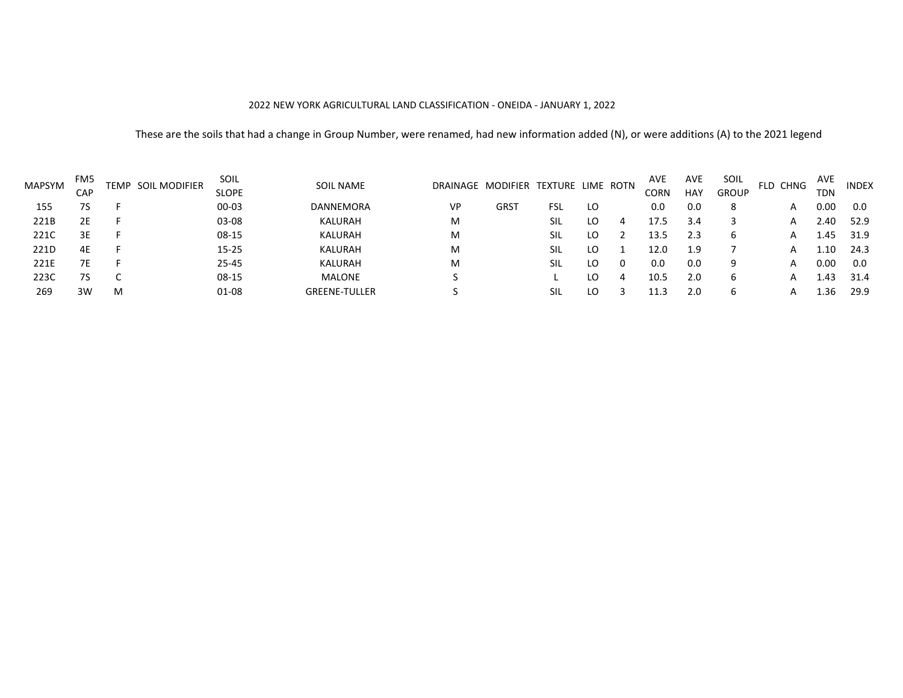2022 NEW YORK AGRICULTURAL LAND CLASSIFICATION - ONEIDA - JANUARY 1, 2022

These are the soils that had a change in Group Number, were renamed, had new information added (N), or were additions (A) to the 2021 legend

| MAPSYM | FM5 CAP | TEMP | SOIL MODIFIER | SOIL SLOPE | SOIL NAME | DRAINAGE | MODIFIER | TEXTURE | LIME | ROTN | AVE CORN | AVE HAY | SOIL GROUP | FLD | CHNG | AVE TDN | INDEX |
|---|---|---|---|---|---|---|---|---|---|---|---|---|---|---|---|---|---|
| 155 | 7S | F | | 00-03 | DANNEMORA | VP | GRST | FSL | LO | | 0.0 | 0.0 | 8 | | A | 0.00 | 0.0 |
| 221B | 2E | F | | 03-08 | KALURAH | M | | SIL | LO | 4 | 17.5 | 3.4 | 3 | | A | 2.40 | 52.9 |
| 221C | 3E | F | | 08-15 | KALURAH | M | | SIL | LO | 2 | 13.5 | 2.3 | 6 | | A | 1.45 | 31.9 |
| 221D | 4E | F | | 15-25 | KALURAH | M | | SIL | LO | 1 | 12.0 | 1.9 | 7 | | A | 1.10 | 24.3 |
| 221E | 7E | F | | 25-45 | KALURAH | M | | SIL | LO | 0 | 0.0 | 0.0 | 9 | | A | 0.00 | 0.0 |
| 223C | 7S | C | | 08-15 | MALONE | S | | L | LO | 4 | 10.5 | 2.0 | 6 | | A | 1.43 | 31.4 |
| 269 | 3W | M | | 01-08 | GREENE-TULLER | S | | SIL | LO | 3 | 11.3 | 2.0 | 6 | | A | 1.36 | 29.9 |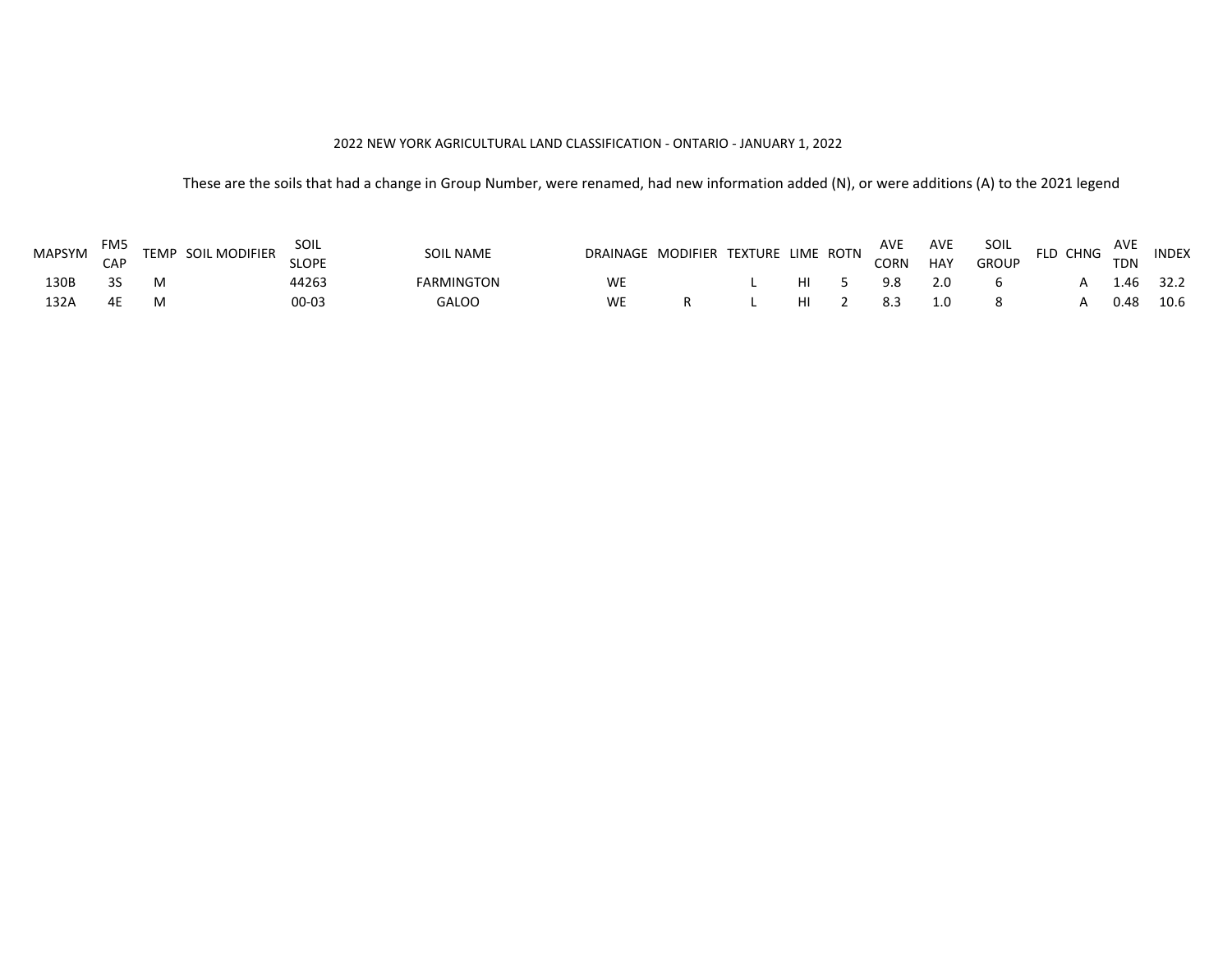2022 NEW YORK AGRICULTURAL LAND CLASSIFICATION - ONTARIO - JANUARY 1, 2022

These are the soils that had a change in Group Number, were renamed, had new information added (N), or were additions (A) to the 2021 legend

| MAPSYM | FM5 CAP | TEMP | SOIL MODIFIER | SOIL SLOPE | SOIL NAME | DRAINAGE | MODIFIER | TEXTURE | LIME | ROTN | AVE CORN | AVE HAY | SOIL GROUP | FLD | CHNG | AVE TDN | INDEX |
|---|---|---|---|---|---|---|---|---|---|---|---|---|---|---|---|---|---|
| 130B | 3S | M | | 44263 | FARMINGTON | WE | | L | HI | 5 | 9.8 | 2.0 | 6 | | A | 1.46 | 32.2 |
| 132A | 4E | M | | 00-03 | GALOO | WE | R | L | HI | 2 | 8.3 | 1.0 | 8 | | A | 0.48 | 10.6 |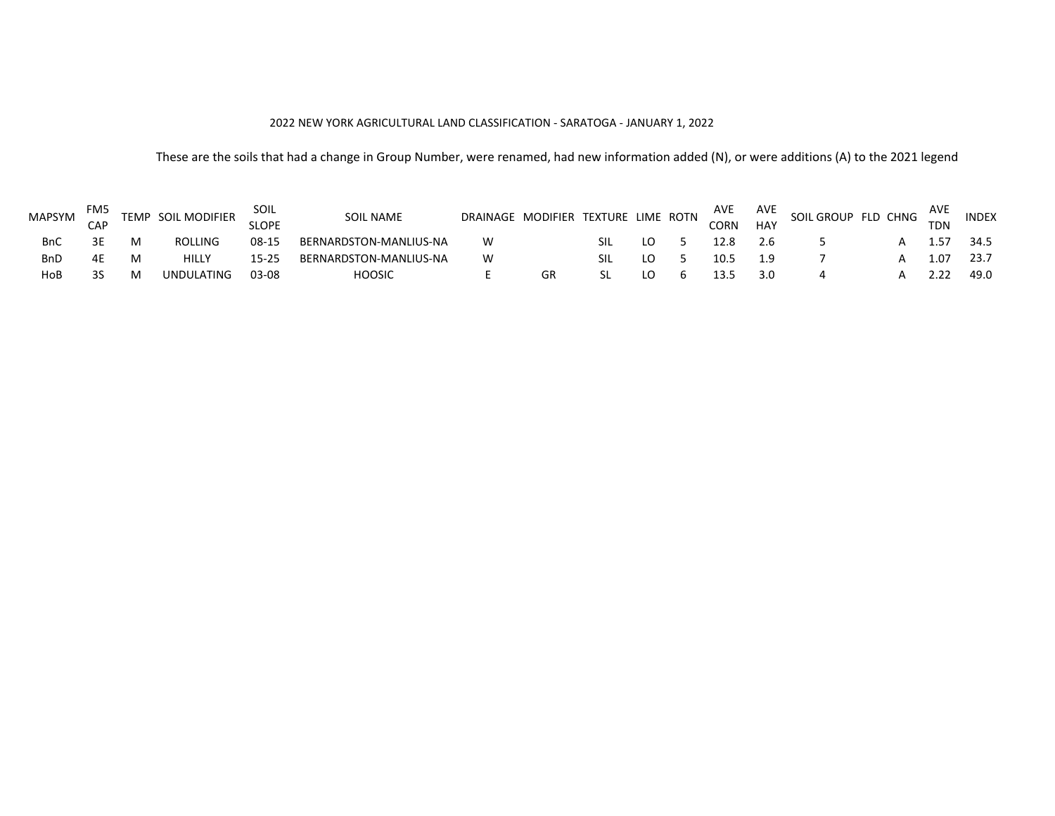2022 NEW YORK AGRICULTURAL LAND CLASSIFICATION - SARATOGA - JANUARY 1, 2022

These are the soils that had a change in Group Number, were renamed, had new information added (N), or were additions (A) to the 2021 legend

| MAPSYM | FM5 CAP | TEMP | SOIL MODIFIER | SOIL SLOPE | SOIL NAME | DRAINAGE | MODIFIER | TEXTURE | LIME | ROTN | AVE CORN | AVE HAY | SOIL GROUP | FLD | CHNG | AVE TDN | INDEX |
|---|---|---|---|---|---|---|---|---|---|---|---|---|---|---|---|---|---|
| BnC | 3E | M | ROLLING | 08-15 | BERNARDSTON-MANLIUS-NA | W | | SIL | LO | 5 | 12.8 | 2.6 | 5 | | A | 1.57 | 34.5 |
| BnD | 4E | M | HILLY | 15-25 | BERNARDSTON-MANLIUS-NA | W | | SIL | LO | 5 | 10.5 | 1.9 | 7 | | A | 1.07 | 23.7 |
| HoB | 3S | M | UNDULATING | 03-08 | HOOSIC | E | GR | SL | LO | 6 | 13.5 | 3.0 | 4 | | A | 2.22 | 49.0 |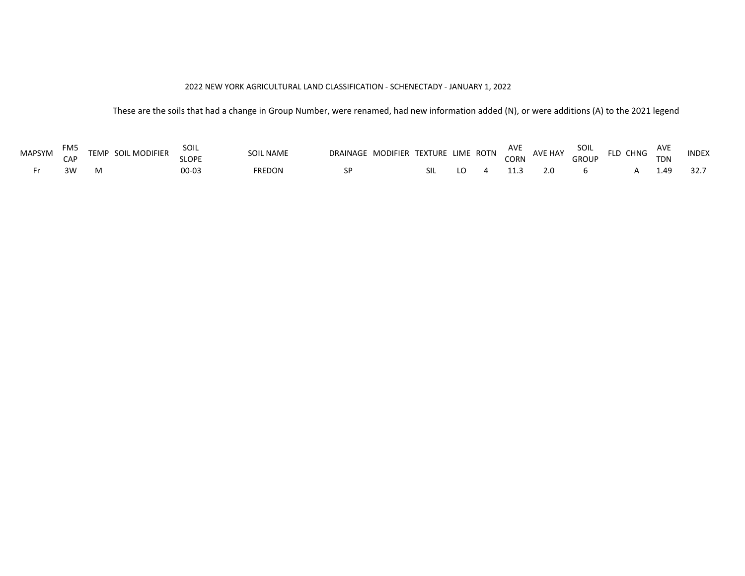2022 NEW YORK AGRICULTURAL LAND CLASSIFICATION - SCHENECTADY - JANUARY 1, 2022

These are the soils that had a change in Group Number, were renamed, had new information added (N), or were additions (A) to the 2021 legend

| MAPSYM | FM5 CAP | TEMP | SOIL MODIFIER | SOIL SLOPE | SOIL NAME | DRAINAGE | MODIFIER | TEXTURE | LIME | ROTN | AVE CORN | AVE HAY | SOIL GROUP | FLD | CHNG | AVE TDN | INDEX |
|---|---|---|---|---|---|---|---|---|---|---|---|---|---|---|---|---|---|
| Fr | 3W | M | | 00-03 | FREDON | SP | | SIL | LO | 4 | 11.3 | 2.0 | 6 | | A | 1.49 | 32.7 |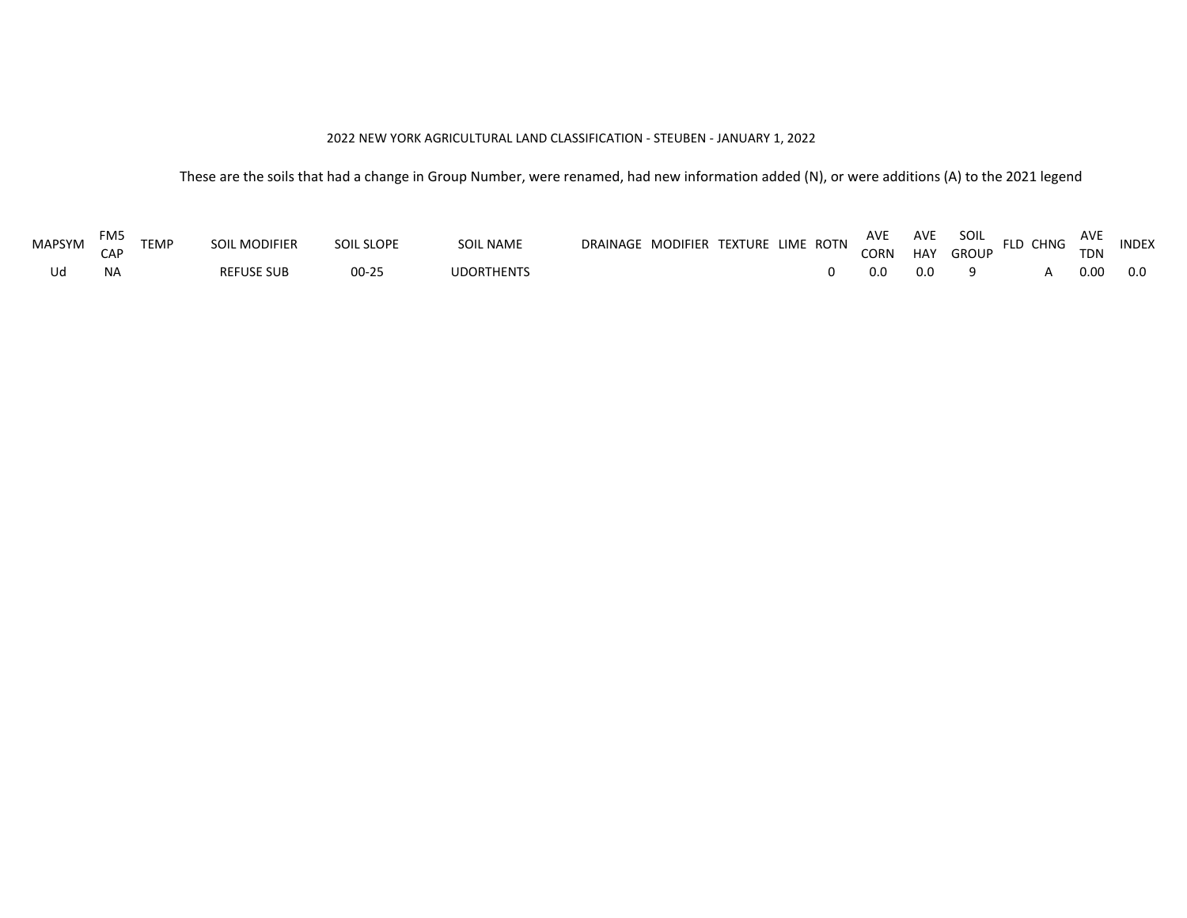2022 NEW YORK AGRICULTURAL LAND CLASSIFICATION - STEUBEN - JANUARY 1, 2022

These are the soils that had a change in Group Number, were renamed, had new information added (N), or were additions (A) to the 2021 legend

| MAPSYM | FM5 CAP | TEMP | SOIL MODIFIER | SOIL SLOPE | SOIL NAME | DRAINAGE | MODIFIER | TEXTURE | LIME | ROTN | AVE CORN | AVE HAY | SOIL GROUP | FLD | CHNG | AVE TDN | INDEX |
|---|---|---|---|---|---|---|---|---|---|---|---|---|---|---|---|---|---|
| Ud | NA | | REFUSE SUB | 00-25 | UDORTHENTS | | | | | 0 | 0.0 | 0.0 | 9 | | A | 0.00 | 0.0 |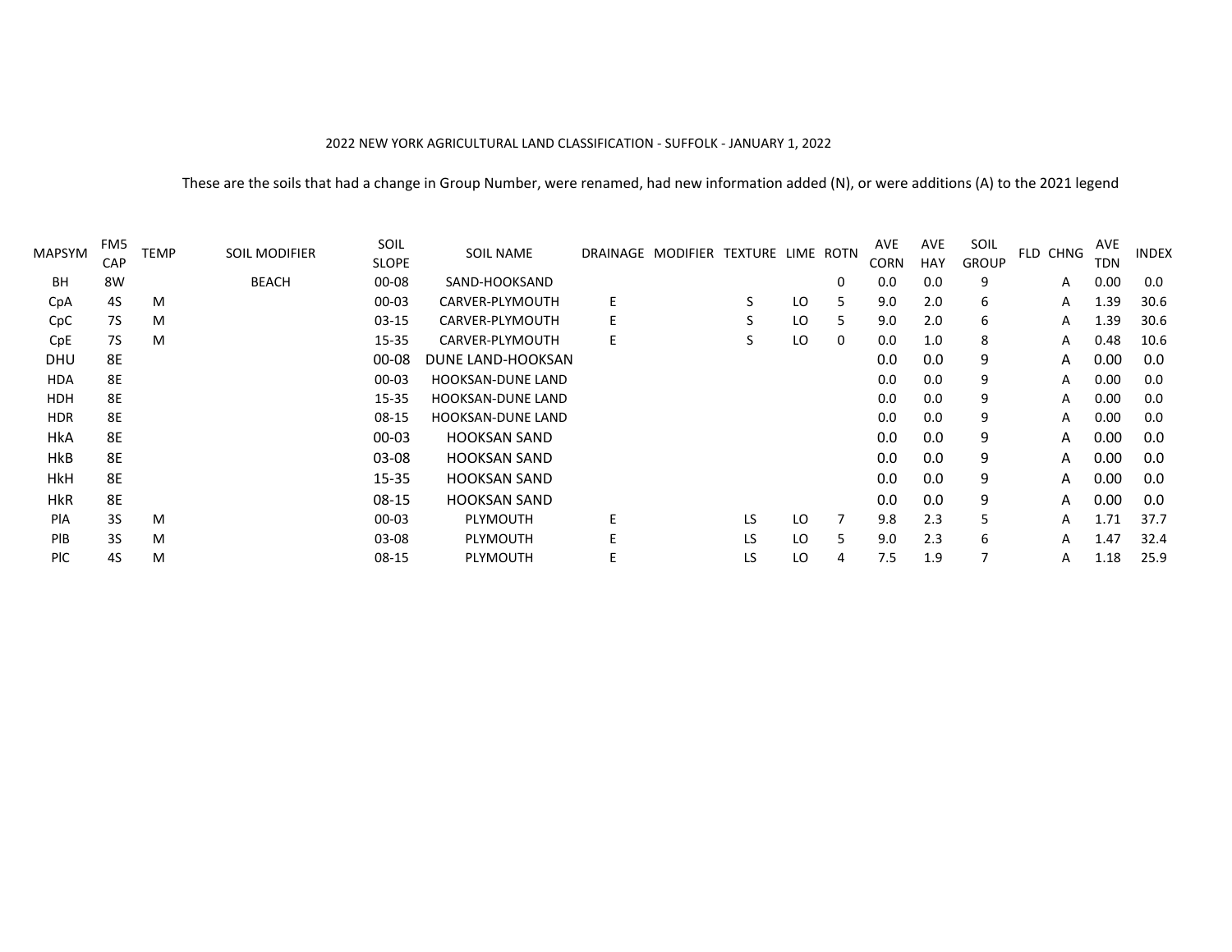2022 NEW YORK AGRICULTURAL LAND CLASSIFICATION - SUFFOLK - JANUARY 1, 2022

These are the soils that had a change in Group Number, were renamed, had new information added (N), or were additions (A) to the 2021 legend

| MAPSYM | FM5 CAP | TEMP | SOIL MODIFIER | SOIL SLOPE | SOIL NAME | DRAINAGE | MODIFIER | TEXTURE | LIME | ROTN | AVE CORN | AVE HAY | SOIL GROUP | FLD | CHNG | AVE TDN | INDEX |
|---|---|---|---|---|---|---|---|---|---|---|---|---|---|---|---|---|---|
| BH | 8W | | BEACH | 00-08 | SAND-HOOKSAND | | | | | 0 | 0.0 | 0.0 | 9 | | A | 0.00 | 0.0 |
| CpA | 4S | M | | 00-03 | CARVER-PLYMOUTH | E | | S | LO | 5 | 9.0 | 2.0 | 6 | | A | 1.39 | 30.6 |
| CpC | 7S | M | | 03-15 | CARVER-PLYMOUTH | E | | S | LO | 5 | 9.0 | 2.0 | 6 | | A | 1.39 | 30.6 |
| CpE | 7S | M | | 15-35 | CARVER-PLYMOUTH | E | | S | LO | 0 | 0.0 | 1.0 | 8 | | A | 0.48 | 10.6 |
| DHU | 8E | | | 00-08 | DUNE LAND-HOOKSAN | | | | | | 0.0 | 0.0 | 9 | | A | 0.00 | 0.0 |
| HDA | 8E | | | 00-03 | HOOKSAN-DUNE LAND | | | | | | 0.0 | 0.0 | 9 | | A | 0.00 | 0.0 |
| HDH | 8E | | | 15-35 | HOOKSAN-DUNE LAND | | | | | | 0.0 | 0.0 | 9 | | A | 0.00 | 0.0 |
| HDR | 8E | | | 08-15 | HOOKSAN-DUNE LAND | | | | | | 0.0 | 0.0 | 9 | | A | 0.00 | 0.0 |
| HkA | 8E | | | 00-03 | HOOKSAN SAND | | | | | | 0.0 | 0.0 | 9 | | A | 0.00 | 0.0 |
| HkB | 8E | | | 03-08 | HOOKSAN SAND | | | | | | 0.0 | 0.0 | 9 | | A | 0.00 | 0.0 |
| HkH | 8E | | | 15-35 | HOOKSAN SAND | | | | | | 0.0 | 0.0 | 9 | | A | 0.00 | 0.0 |
| HkR | 8E | | | 08-15 | HOOKSAN SAND | | | | | | 0.0 | 0.0 | 9 | | A | 0.00 | 0.0 |
| PlA | 3S | M | | 00-03 | PLYMOUTH | E | | LS | LO | 7 | 9.8 | 2.3 | 5 | | A | 1.71 | 37.7 |
| PlB | 3S | M | | 03-08 | PLYMOUTH | E | | LS | LO | 5 | 9.0 | 2.3 | 6 | | A | 1.47 | 32.4 |
| PlC | 4S | M | | 08-15 | PLYMOUTH | E | | LS | LO | 4 | 7.5 | 1.9 | 7 | | A | 1.18 | 25.9 |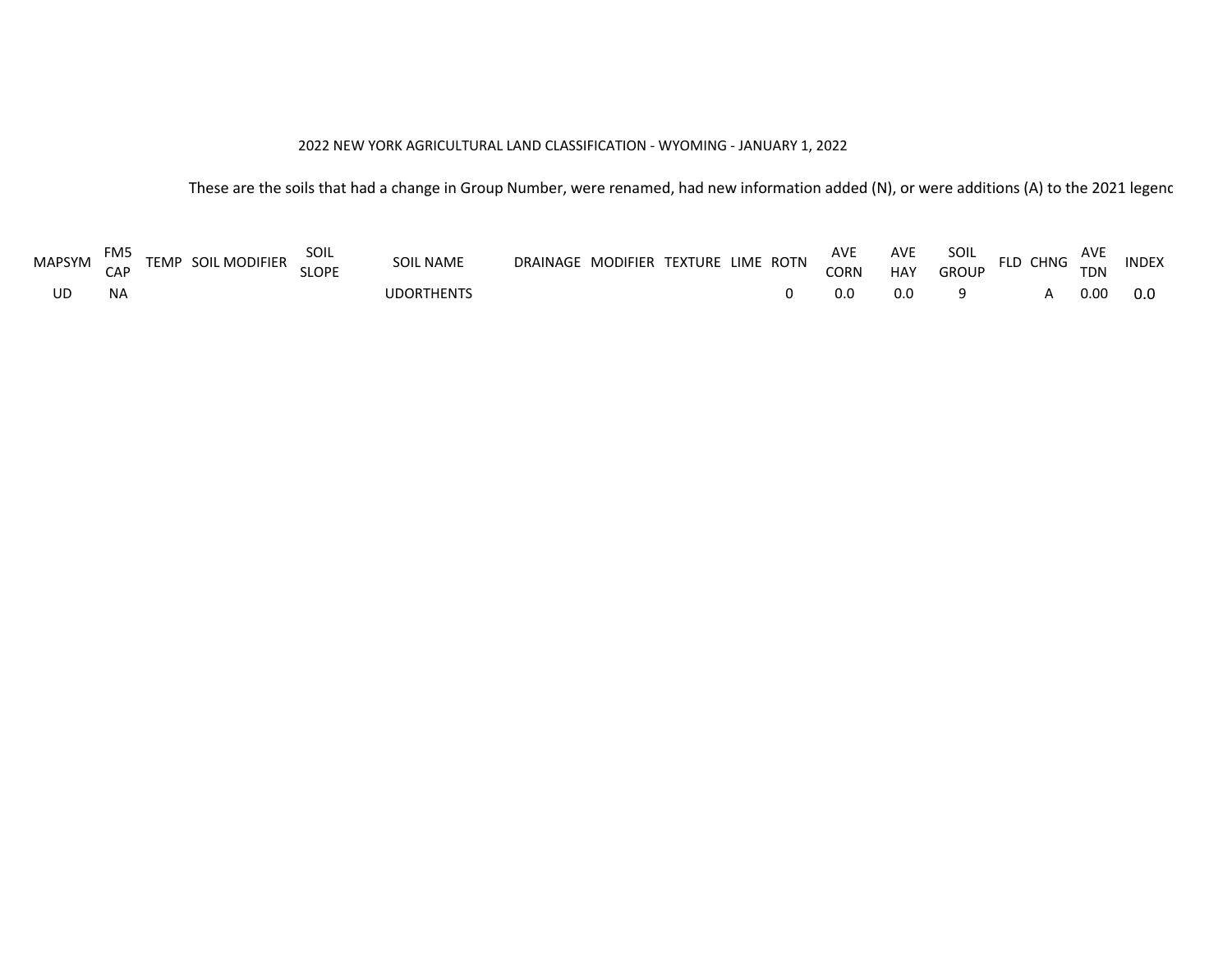2022 NEW YORK AGRICULTURAL LAND CLASSIFICATION - WYOMING - JANUARY 1, 2022

These are the soils that had a change in Group Number, were renamed, had new information added (N), or were additions (A) to the 2021 legenc

| MAPSYM | FM5 CAP | TEMP | SOIL MODIFIER | SOIL SLOPE | SOIL NAME | DRAINAGE | MODIFIER | TEXTURE | LIME | ROTN | AVE CORN | AVE HAY | SOIL GROUP | FLD | CHNG | AVE TDN | INDEX |
|---|---|---|---|---|---|---|---|---|---|---|---|---|---|---|---|---|---|
| UD | NA | | | | UDORTHENTS | | | | | 0 | 0.0 | 0.0 | 9 | | A | 0.00 | 0.0 |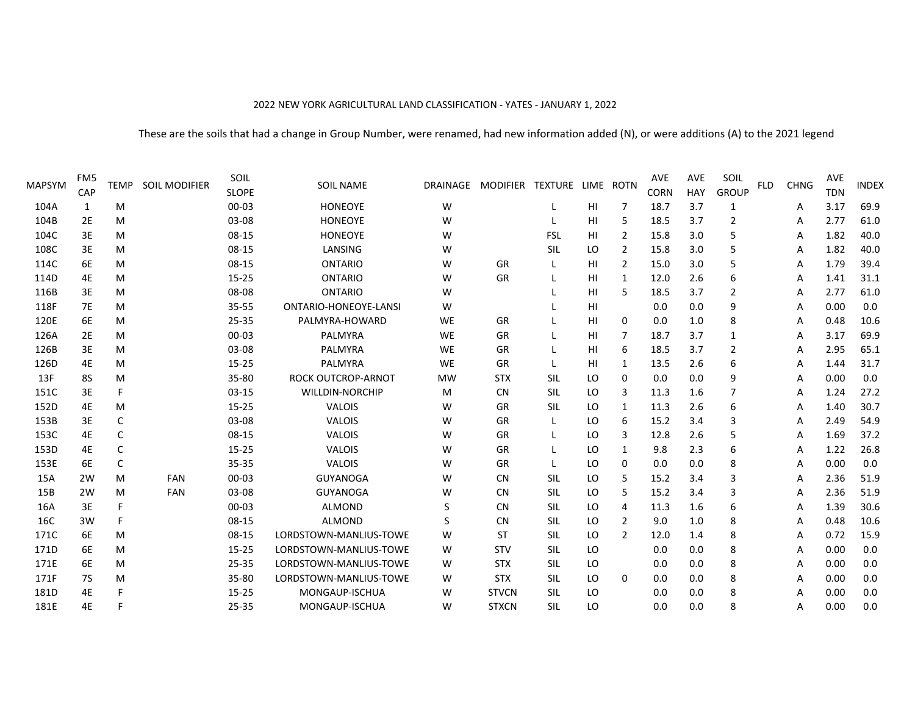2022 NEW YORK AGRICULTURAL LAND CLASSIFICATION - YATES - JANUARY 1, 2022

These are the soils that had a change in Group Number, were renamed, had new information added (N), or were additions (A) to the 2021 legend

| MAPSYM | FM5 CAP | TEMP | SOIL MODIFIER | SOIL SLOPE | SOIL NAME | DRAINAGE | MODIFIER | TEXTURE | LIME | ROTN | AVE CORN | AVE HAY | SOIL GROUP | FLD | CHNG | AVE TDN | INDEX |
|---|---|---|---|---|---|---|---|---|---|---|---|---|---|---|---|---|---|
| 104A | 1 | M | | 00-03 | HONEOYE | W | | L | HI | 7 | 18.7 | 3.7 | 1 | | A | 3.17 | 69.9 |
| 104B | 2E | M | | 03-08 | HONEOYE | W | | L | HI | 5 | 18.5 | 3.7 | 2 | | A | 2.77 | 61.0 |
| 104C | 3E | M | | 08-15 | HONEOYE | W | | FSL | HI | 2 | 15.8 | 3.0 | 5 | | A | 1.82 | 40.0 |
| 108C | 3E | M | | 08-15 | LANSING | W | | SIL | LO | 2 | 15.8 | 3.0 | 5 | | A | 1.82 | 40.0 |
| 114C | 6E | M | | 08-15 | ONTARIO | W | GR | L | HI | 2 | 15.0 | 3.0 | 5 | | A | 1.79 | 39.4 |
| 114D | 4E | M | | 15-25 | ONTARIO | W | GR | L | HI | 1 | 12.0 | 2.6 | 6 | | A | 1.41 | 31.1 |
| 116B | 3E | M | | 08-08 | ONTARIO | W | | L | HI | 5 | 18.5 | 3.7 | 2 | | A | 2.77 | 61.0 |
| 118F | 7E | M | | 35-55 | ONTARIO-HONEOYE-LANSI | W | | L | HI | | 0.0 | 0.0 | 9 | | A | 0.00 | 0.0 |
| 120E | 6E | M | | 25-35 | PALMYRA-HOWARD | WE | GR | L | HI | 0 | 0.0 | 1.0 | 8 | | A | 0.48 | 10.6 |
| 126A | 2E | M | | 00-03 | PALMYRA | WE | GR | L | HI | 7 | 18.7 | 3.7 | 1 | | A | 3.17 | 69.9 |
| 126B | 3E | M | | 03-08 | PALMYRA | WE | GR | L | HI | 6 | 18.5 | 3.7 | 2 | | A | 2.95 | 65.1 |
| 126D | 4E | M | | 15-25 | PALMYRA | WE | GR | L | HI | 1 | 13.5 | 2.6 | 6 | | A | 1.44 | 31.7 |
| 13F | 8S | M | | 35-80 | ROCK OUTCROP-ARNOT | MW | STX | SIL | LO | 0 | 0.0 | 0.0 | 9 | | A | 0.00 | 0.0 |
| 151C | 3E | F | | 03-15 | WILLDIN-NORCHIP | M | CN | SIL | LO | 3 | 11.3 | 1.6 | 7 | | A | 1.24 | 27.2 |
| 152D | 4E | M | | 15-25 | VALOIS | W | GR | SIL | LO | 1 | 11.3 | 2.6 | 6 | | A | 1.40 | 30.7 |
| 153B | 3E | C | | 03-08 | VALOIS | W | GR | L | LO | 6 | 15.2 | 3.4 | 3 | | A | 2.49 | 54.9 |
| 153C | 4E | C | | 08-15 | VALOIS | W | GR | L | LO | 3 | 12.8 | 2.6 | 5 | | A | 1.69 | 37.2 |
| 153D | 4E | C | | 15-25 | VALOIS | W | GR | L | LO | 1 | 9.8 | 2.3 | 6 | | A | 1.22 | 26.8 |
| 153E | 6E | C | | 35-35 | VALOIS | W | GR | L | LO | 0 | 0.0 | 0.0 | 8 | | A | 0.00 | 0.0 |
| 15A | 2W | M | FAN | 00-03 | GUYANOGA | W | CN | SIL | LO | 5 | 15.2 | 3.4 | 3 | | A | 2.36 | 51.9 |
| 15B | 2W | M | FAN | 03-08 | GUYANOGA | W | CN | SIL | LO | 5 | 15.2 | 3.4 | 3 | | A | 2.36 | 51.9 |
| 16A | 3E | F | | 00-03 | ALMOND | S | CN | SIL | LO | 4 | 11.3 | 1.6 | 6 | | A | 1.39 | 30.6 |
| 16C | 3W | F | | 08-15 | ALMOND | S | CN | SIL | LO | 2 | 9.0 | 1.0 | 8 | | A | 0.48 | 10.6 |
| 171C | 6E | M | | 08-15 | LORDSTOWN-MANLIUS-TOWE | W | ST | SIL | LO | 2 | 12.0 | 1.4 | 8 | | A | 0.72 | 15.9 |
| 171D | 6E | M | | 15-25 | LORDSTOWN-MANLIUS-TOWE | W | STV | SIL | LO | | 0.0 | 0.0 | 8 | | A | 0.00 | 0.0 |
| 171E | 6E | M | | 25-35 | LORDSTOWN-MANLIUS-TOWE | W | STX | SIL | LO | | 0.0 | 0.0 | 8 | | A | 0.00 | 0.0 |
| 171F | 7S | M | | 35-80 | LORDSTOWN-MANLIUS-TOWE | W | STX | SIL | LO | 0 | 0.0 | 0.0 | 8 | | A | 0.00 | 0.0 |
| 181D | 4E | F | | 15-25 | MONGAUP-ISCHUA | W | STVCN | SIL | LO | | 0.0 | 0.0 | 8 | | A | 0.00 | 0.0 |
| 181E | 4E | F | | 25-35 | MONGAUP-ISCHUA | W | STXCN | SIL | LO | | 0.0 | 0.0 | 8 | | A | 0.00 | 0.0 |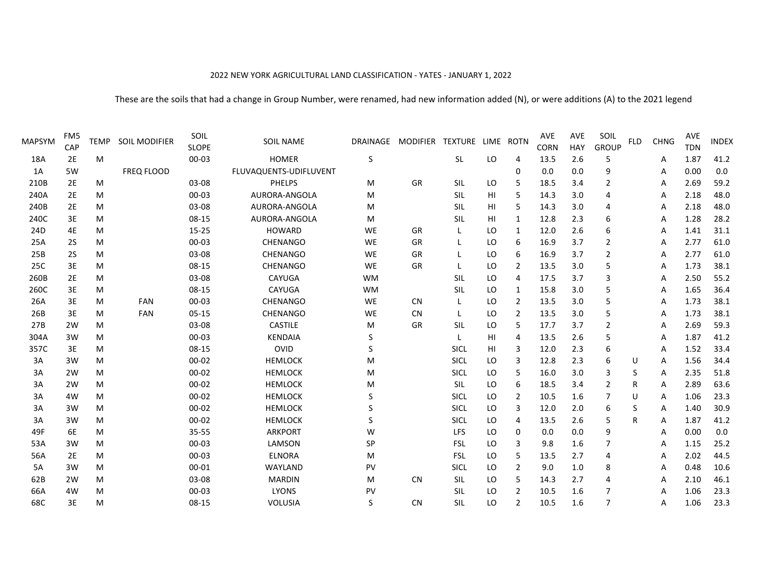2022 NEW YORK AGRICULTURAL LAND CLASSIFICATION - YATES - JANUARY 1, 2022

These are the soils that had a change in Group Number, were renamed, had new information added (N), or were additions (A) to the 2021 legend

| MAPSYM | FM5 CAP | TEMP | SOIL MODIFIER | SOIL SLOPE | SOIL NAME | DRAINAGE | MODIFIER | TEXTURE | LIME | ROTN | AVE CORN | AVE HAY | SOIL GROUP | FLD | CHNG | AVE TDN | INDEX |
|---|---|---|---|---|---|---|---|---|---|---|---|---|---|---|---|---|---|
| 18A | 2E | M | | 00-03 | HOMER | S | | SL | LO | 4 | 13.5 | 2.6 | 5 | | A | 1.87 | 41.2 |
| 1A | 5W | | FREQ FLOOD | | FLUVAQUENTS-UDIFLUVENT | | | | | 0 | 0.0 | 0.0 | 9 | | A | 0.00 | 0.0 |
| 210B | 2E | M | | 03-08 | PHELPS | M | GR | SIL | LO | 5 | 18.5 | 3.4 | 2 | | A | 2.69 | 59.2 |
| 240A | 2E | M | | 00-03 | AURORA-ANGOLA | M | | SIL | HI | 5 | 14.3 | 3.0 | 4 | | A | 2.18 | 48.0 |
| 240B | 2E | M | | 03-08 | AURORA-ANGOLA | M | | SIL | HI | 5 | 14.3 | 3.0 | 4 | | A | 2.18 | 48.0 |
| 240C | 3E | M | | 08-15 | AURORA-ANGOLA | M | | SIL | HI | 1 | 12.8 | 2.3 | 6 | | A | 1.28 | 28.2 |
| 24D | 4E | M | | 15-25 | HOWARD | WE | GR | L | LO | 1 | 12.0 | 2.6 | 6 | | A | 1.41 | 31.1 |
| 25A | 2S | M | | 00-03 | CHENANGO | WE | GR | L | LO | 6 | 16.9 | 3.7 | 2 | | A | 2.77 | 61.0 |
| 25B | 2S | M | | 03-08 | CHENANGO | WE | GR | L | LO | 6 | 16.9 | 3.7 | 2 | | A | 2.77 | 61.0 |
| 25C | 3E | M | | 08-15 | CHENANGO | WE | GR | L | LO | 2 | 13.5 | 3.0 | 5 | | A | 1.73 | 38.1 |
| 260B | 2E | M | | 03-08 | CAYUGA | WM | | SIL | LO | 4 | 17.5 | 3.7 | 3 | | A | 2.50 | 55.2 |
| 260C | 3E | M | | 08-15 | CAYUGA | WM | | SIL | LO | 1 | 15.8 | 3.0 | 5 | | A | 1.65 | 36.4 |
| 26A | 3E | M | FAN | 00-03 | CHENANGO | WE | CN | L | LO | 2 | 13.5 | 3.0 | 5 | | A | 1.73 | 38.1 |
| 26B | 3E | M | FAN | 05-15 | CHENANGO | WE | CN | L | LO | 2 | 13.5 | 3.0 | 5 | | A | 1.73 | 38.1 |
| 27B | 2W | M | | 03-08 | CASTILE | M | GR | SIL | LO | 5 | 17.7 | 3.7 | 2 | | A | 2.69 | 59.3 |
| 304A | 3W | M | | 00-03 | KENDAIA | S | | L | HI | 4 | 13.5 | 2.6 | 5 | | A | 1.87 | 41.2 |
| 357C | 3E | M | | 08-15 | OVID | S | | SICL | HI | 3 | 12.0 | 2.3 | 6 | | A | 1.52 | 33.4 |
| 3A | 3W | M | | 00-02 | HEMLOCK | M | | SICL | LO | 3 | 12.8 | 2.3 | 6 | U | A | 1.56 | 34.4 |
| 3A | 2W | M | | 00-02 | HEMLOCK | M | | SICL | LO | 5 | 16.0 | 3.0 | 3 | S | A | 2.35 | 51.8 |
| 3A | 2W | M | | 00-02 | HEMLOCK | M | | SIL | LO | 6 | 18.5 | 3.4 | 2 | R | A | 2.89 | 63.6 |
| 3A | 4W | M | | 00-02 | HEMLOCK | S | | SICL | LO | 2 | 10.5 | 1.6 | 7 | U | A | 1.06 | 23.3 |
| 3A | 3W | M | | 00-02 | HEMLOCK | S | | SICL | LO | 3 | 12.0 | 2.0 | 6 | S | A | 1.40 | 30.9 |
| 3A | 3W | M | | 00-02 | HEMLOCK | S | | SICL | LO | 4 | 13.5 | 2.6 | 5 | R | A | 1.87 | 41.2 |
| 49F | 6E | M | | 35-55 | ARKPORT | W | | LFS | LO | 0 | 0.0 | 0.0 | 9 | | A | 0.00 | 0.0 |
| 53A | 3W | M | | 00-03 | LAMSON | SP | | FSL | LO | 3 | 9.8 | 1.6 | 7 | | A | 1.15 | 25.2 |
| 56A | 2E | M | | 00-03 | ELNORA | M | | FSL | LO | 5 | 13.5 | 2.7 | 4 | | A | 2.02 | 44.5 |
| 5A | 3W | M | | 00-01 | WAYLAND | PV | | SICL | LO | 2 | 9.0 | 1.0 | 8 | | A | 0.48 | 10.6 |
| 62B | 2W | M | | 03-08 | MARDIN | M | CN | SIL | LO | 5 | 14.3 | 2.7 | 4 | | A | 2.10 | 46.1 |
| 66A | 4W | M | | 00-03 | LYONS | PV | | SIL | LO | 2 | 10.5 | 1.6 | 7 | | A | 1.06 | 23.3 |
| 68C | 3E | M | | 08-15 | VOLUSIA | S | CN | SIL | LO | 2 | 10.5 | 1.6 | 7 | | A | 1.06 | 23.3 |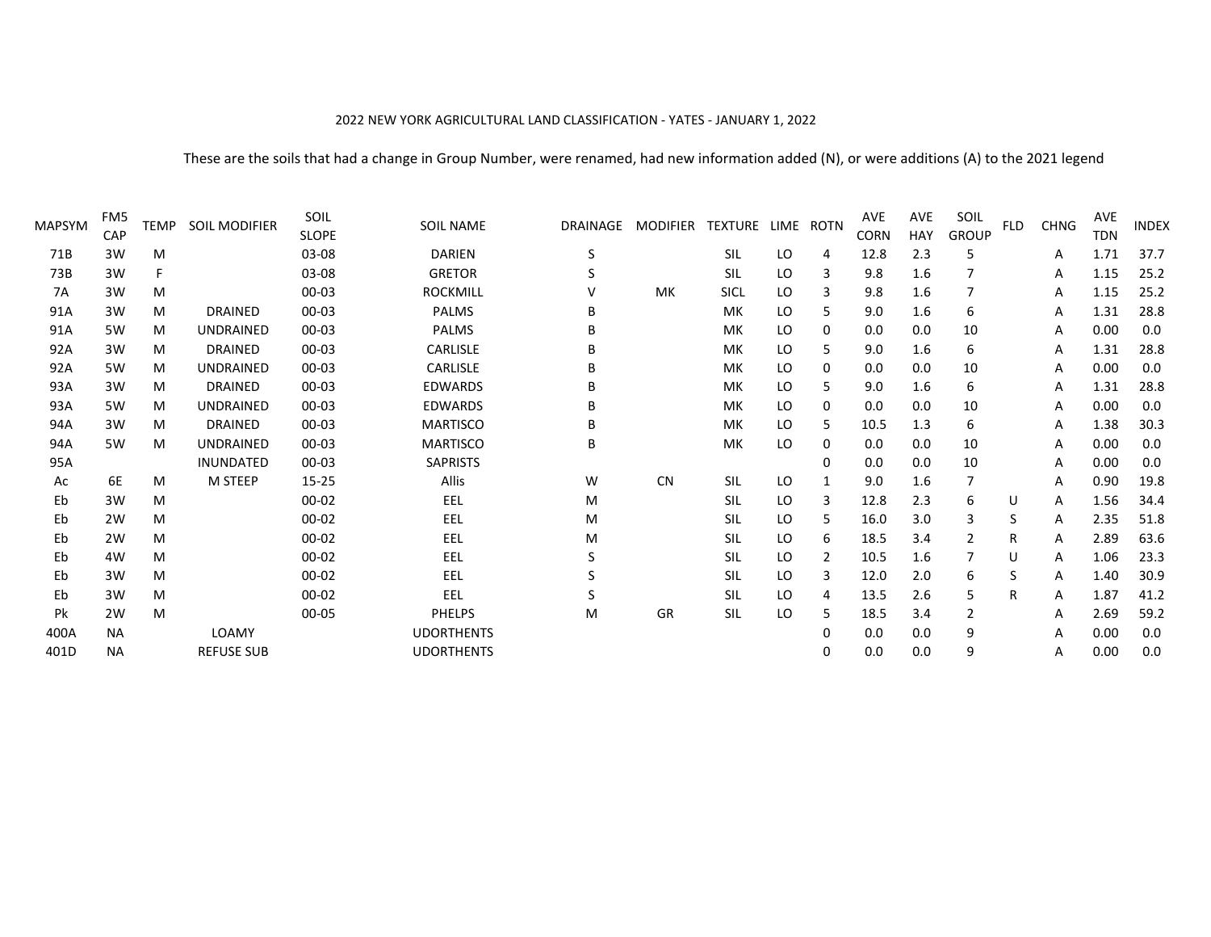2022 NEW YORK AGRICULTURAL LAND CLASSIFICATION - YATES - JANUARY 1, 2022

These are the soils that had a change in Group Number, were renamed, had new information added (N), or were additions (A) to the 2021 legend

| MAPSYM | FM5 CAP | TEMP | SOIL MODIFIER | SOIL SLOPE | SOIL NAME | DRAINAGE | MODIFIER | TEXTURE | LIME | ROTN | AVE CORN | AVE HAY | SOIL GROUP | FLD | CHNG | AVE TDN | INDEX |
|---|---|---|---|---|---|---|---|---|---|---|---|---|---|---|---|---|---|
| 71B | 3W | M | | 03-08 | DARIEN | S | | SIL | LO | 4 | 12.8 | 2.3 | 5 | | A | 1.71 | 37.7 |
| 73B | 3W | F | | 03-08 | GRETOR | S | | SIL | LO | 3 | 9.8 | 1.6 | 7 | | A | 1.15 | 25.2 |
| 7A | 3W | M | | 00-03 | ROCKMILL | V | MK | SICL | LO | 3 | 9.8 | 1.6 | 7 | | A | 1.15 | 25.2 |
| 91A | 3W | M | DRAINED | 00-03 | PALMS | B | | MK | LO | 5 | 9.0 | 1.6 | 6 | | A | 1.31 | 28.8 |
| 91A | 5W | M | UNDRAINED | 00-03 | PALMS | B | | MK | LO | 0 | 0.0 | 0.0 | 10 | | A | 0.00 | 0.0 |
| 92A | 3W | M | DRAINED | 00-03 | CARLISLE | B | | MK | LO | 5 | 9.0 | 1.6 | 6 | | A | 1.31 | 28.8 |
| 92A | 5W | M | UNDRAINED | 00-03 | CARLISLE | B | | MK | LO | 0 | 0.0 | 0.0 | 10 | | A | 0.00 | 0.0 |
| 93A | 3W | M | DRAINED | 00-03 | EDWARDS | B | | MK | LO | 5 | 9.0 | 1.6 | 6 | | A | 1.31 | 28.8 |
| 93A | 5W | M | UNDRAINED | 00-03 | EDWARDS | B | | MK | LO | 0 | 0.0 | 0.0 | 10 | | A | 0.00 | 0.0 |
| 94A | 3W | M | DRAINED | 00-03 | MARTISCO | B | | MK | LO | 5 | 10.5 | 1.3 | 6 | | A | 1.38 | 30.3 |
| 94A | 5W | M | UNDRAINED | 00-03 | MARTISCO | B | | MK | LO | 0 | 0.0 | 0.0 | 10 | | A | 0.00 | 0.0 |
| 95A | | | INUNDATED | 00-03 | SAPRISTS | | | | | 0 | 0.0 | 0.0 | 10 | | A | 0.00 | 0.0 |
| Ac | 6E | M | M STEEP | 15-25 | Allis | W | CN | SIL | LO | 1 | 9.0 | 1.6 | 7 | | A | 0.90 | 19.8 |
| Eb | 3W | M | | 00-02 | EEL | M | | SIL | LO | 3 | 12.8 | 2.3 | 6 | U | A | 1.56 | 34.4 |
| Eb | 2W | M | | 00-02 | EEL | M | | SIL | LO | 5 | 16.0 | 3.0 | 3 | S | A | 2.35 | 51.8 |
| Eb | 2W | M | | 00-02 | EEL | M | | SIL | LO | 6 | 18.5 | 3.4 | 2 | R | A | 2.89 | 63.6 |
| Eb | 4W | M | | 00-02 | EEL | S | | SIL | LO | 2 | 10.5 | 1.6 | 7 | U | A | 1.06 | 23.3 |
| Eb | 3W | M | | 00-02 | EEL | S | | SIL | LO | 3 | 12.0 | 2.0 | 6 | S | A | 1.40 | 30.9 |
| Eb | 3W | M | | 00-02 | EEL | S | | SIL | LO | 4 | 13.5 | 2.6 | 5 | R | A | 1.87 | 41.2 |
| Pk | 2W | M | | 00-05 | PHELPS | M | GR | SIL | LO | 5 | 18.5 | 3.4 | 2 | | A | 2.69 | 59.2 |
| 400A | NA | | LOAMY | | UDORTHENTS | | | | | 0 | 0.0 | 0.0 | 9 | | A | 0.00 | 0.0 |
| 401D | NA | | REFUSE SUB | | UDORTHENTS | | | | | 0 | 0.0 | 0.0 | 9 | | A | 0.00 | 0.0 |